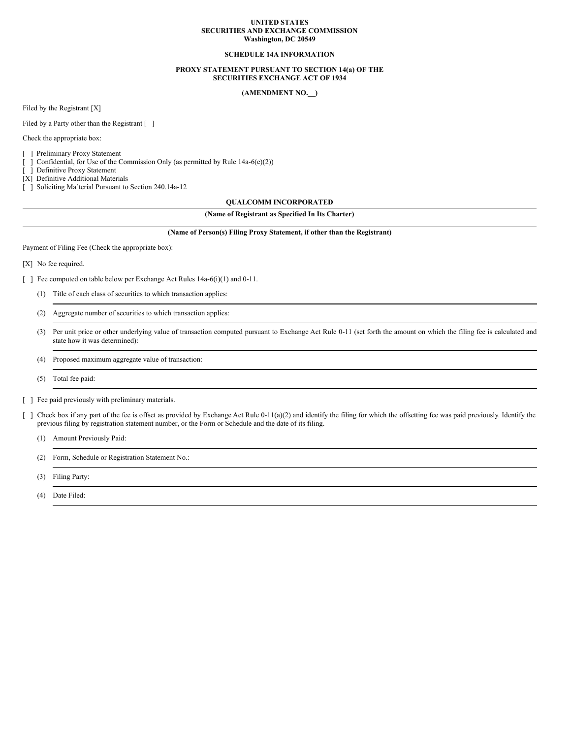**UNITED STATES**
**SECURITIES AND EXCHANGE COMMISSION**
**Washington, DC 20549**

**SCHEDULE 14A INFORMATION**

**PROXY STATEMENT PURSUANT TO SECTION 14(a) OF THE SECURITIES EXCHANGE ACT OF 1934**

**(AMENDMENT NO. __)**

Filed by the Registrant [X]

Filed by a Party other than the Registrant [ ]

Check the appropriate box:

[ ] Preliminary Proxy Statement
[ ] Confidential, for Use of the Commission Only (as permitted by Rule 14a-6(e)(2))
[ ] Definitive Proxy Statement
[X] Definitive Additional Materials
[ ] Soliciting Ma`terial Pursuant to Section 240.14a-12

**QUALCOMM INCORPORATED**

---

**(Name of Registrant as Specified In Its Charter)**

---

**(Name of Person(s) Filing Proxy Statement, if other than the Registrant)**

Payment of Filing Fee (Check the appropriate box):

[X] No fee required.

[ ] Fee computed on table below per Exchange Act Rules 14a-6(i)(1) and 0-11.

(1) Title of each class of securities to which transaction applies:

---

(2) Aggregate number of securities to which transaction applies:

---

(3) Per unit price or other underlying value of transaction computed pursuant to Exchange Act Rule 0-11 (set forth the amount on which the filing fee is calculated and state how it was determined):

---

(4) Proposed maximum aggregate value of transaction:

---

(5) Total fee paid:

---

[ ] Fee paid previously with preliminary materials.

[ ] Check box if any part of the fee is offset as provided by Exchange Act Rule 0-11(a)(2) and identify the filing for which the offsetting fee was paid previously. Identify the previous filing by registration statement number, or the Form or Schedule and the date of its filing.

(1) Amount Previously Paid:

---

(2) Form, Schedule or Registration Statement No.:

---

(3) Filing Party:

---

(4) Date Filed:

---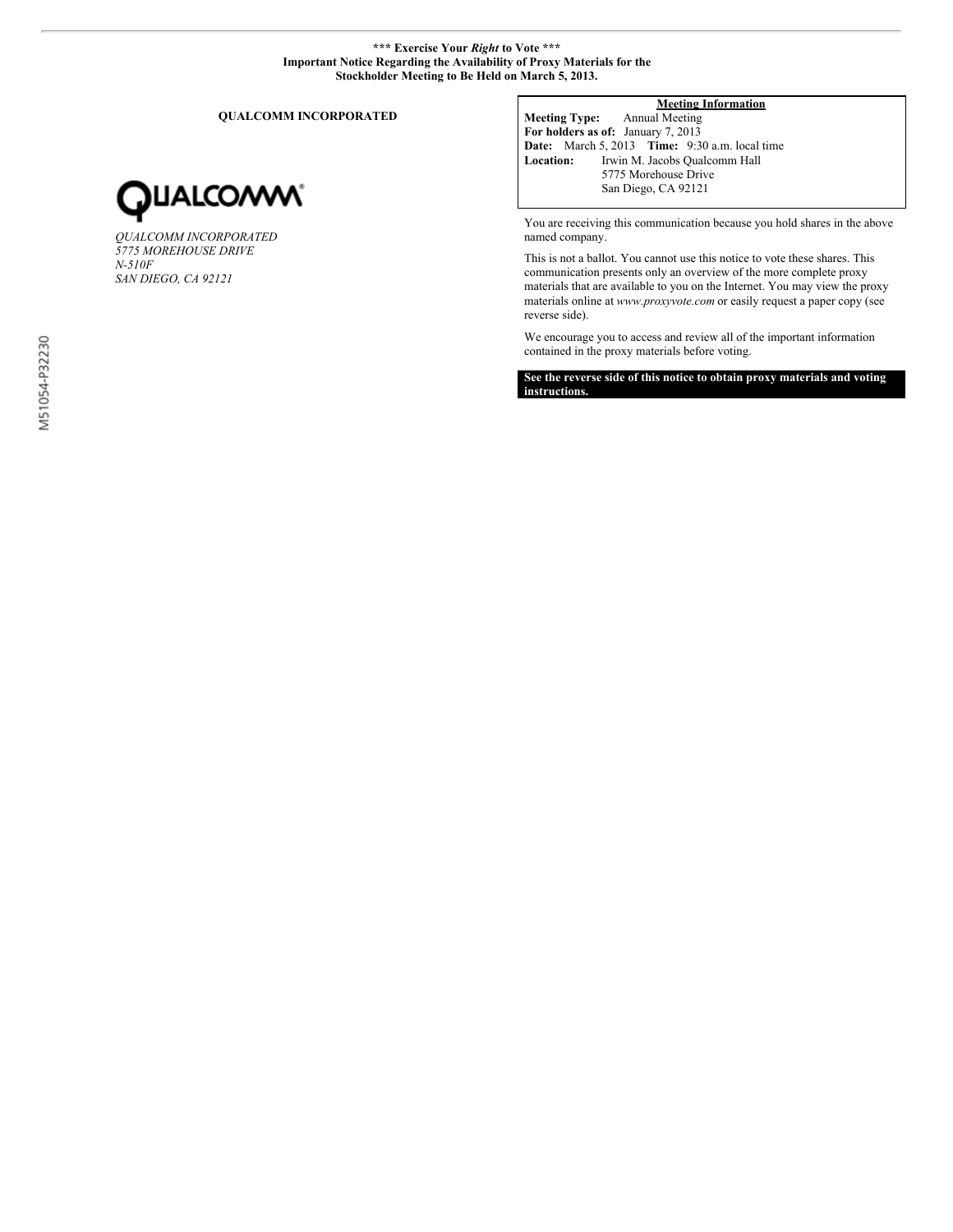**\*\*\* Exercise Your *Right* to Vote \*\*\***
**Important Notice Regarding the Availability of Proxy Materials for the Stockholder Meeting to Be Held on March 5, 2013.**

**QUALCOMM INCORPORATED**

QUALCOMM

*QUALCOMM INCORPORATED*
*5775 MOREHOUSE DRIVE*
*N-510F*
*SAN DIEGO, CA 92121*

M51054-P32230

**Meeting Information**

**Meeting Type:** Annual Meeting
**For holders as of:** January 7, 2013
**Date:** March 5, 2013 **Time:** 9:30 a.m. local time
**Location:** Irwin M. Jacobs Qualcomm Hall
5775 Morehouse Drive
San Diego, CA 92121

You are receiving this communication because you hold shares in the above named company.

This is not a ballot. You cannot use this notice to vote these shares. This communication presents only an overview of the more complete proxy materials that are available to you on the Internet. You may view the proxy materials online at *www.proxyvote.com* or easily request a paper copy (see reverse side).

We encourage you to access and review all of the important information contained in the proxy materials before voting.

**See the reverse side of this notice to obtain proxy materials and voting instructions.**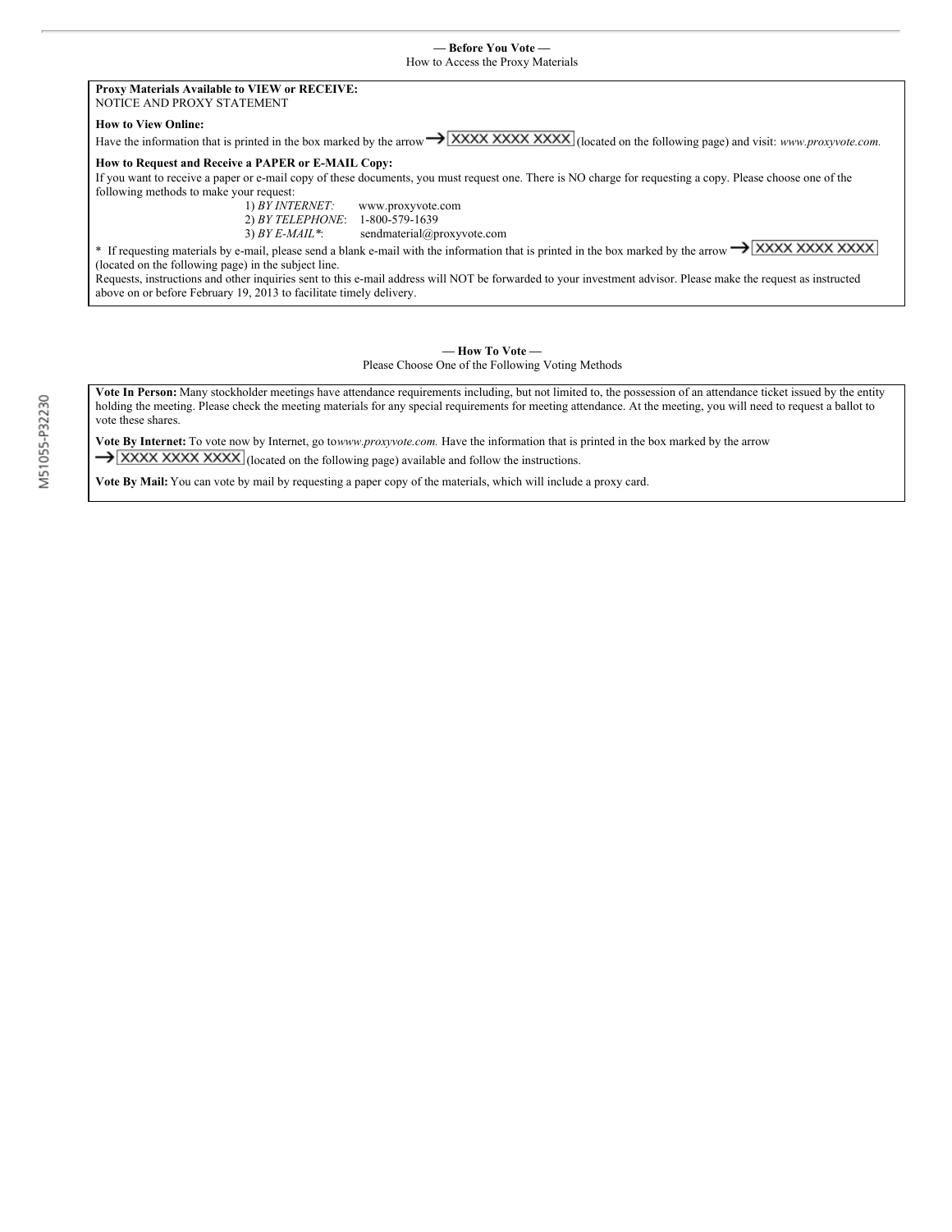**— Before You Vote —**

How to Access the Proxy Materials

**Proxy Materials Available to VIEW or RECEIVE:**

NOTICE AND PROXY STATEMENT

**How to View Online:**

Have the information that is printed in the box marked by the arrow → XXXX XXXX XXXX (located on the following page) and visit: *www.proxyvote.com.*

**How to Request and Receive a PAPER or E-MAIL Copy:**

If you want to receive a paper or e-mail copy of these documents, you must request one. There is NO charge for requesting a copy. Please choose one of the following methods to make your request:

1) *BY INTERNET:* www.proxyvote.com
2) *BY TELEPHONE*: 1-800-579-1639
3) *BY E-MAIL**: sendmaterial@proxyvote.com

* If requesting materials by e-mail, please send a blank e-mail with the information that is printed in the box marked by the arrow → XXXX XXXX XXXX (located on the following page) in the subject line.

Requests, instructions and other inquiries sent to this e-mail address will NOT be forwarded to your investment advisor. Please make the request as instructed above on or before February 19, 2013 to facilitate timely delivery.

**— How To Vote —**

Please Choose One of the Following Voting Methods

**Vote In Person:** Many stockholder meetings have attendance requirements including, but not limited to, the possession of an attendance ticket issued by the entity holding the meeting. Please check the meeting materials for any special requirements for meeting attendance. At the meeting, you will need to request a ballot to vote these shares.

**Vote By Internet:** To vote now by Internet, go to*www.proxyvote.com.* Have the information that is printed in the box marked by the arrow → XXXX XXXX XXXX (located on the following page) available and follow the instructions.

**Vote By Mail:** You can vote by mail by requesting a paper copy of the materials, which will include a proxy card.

M51055-P32230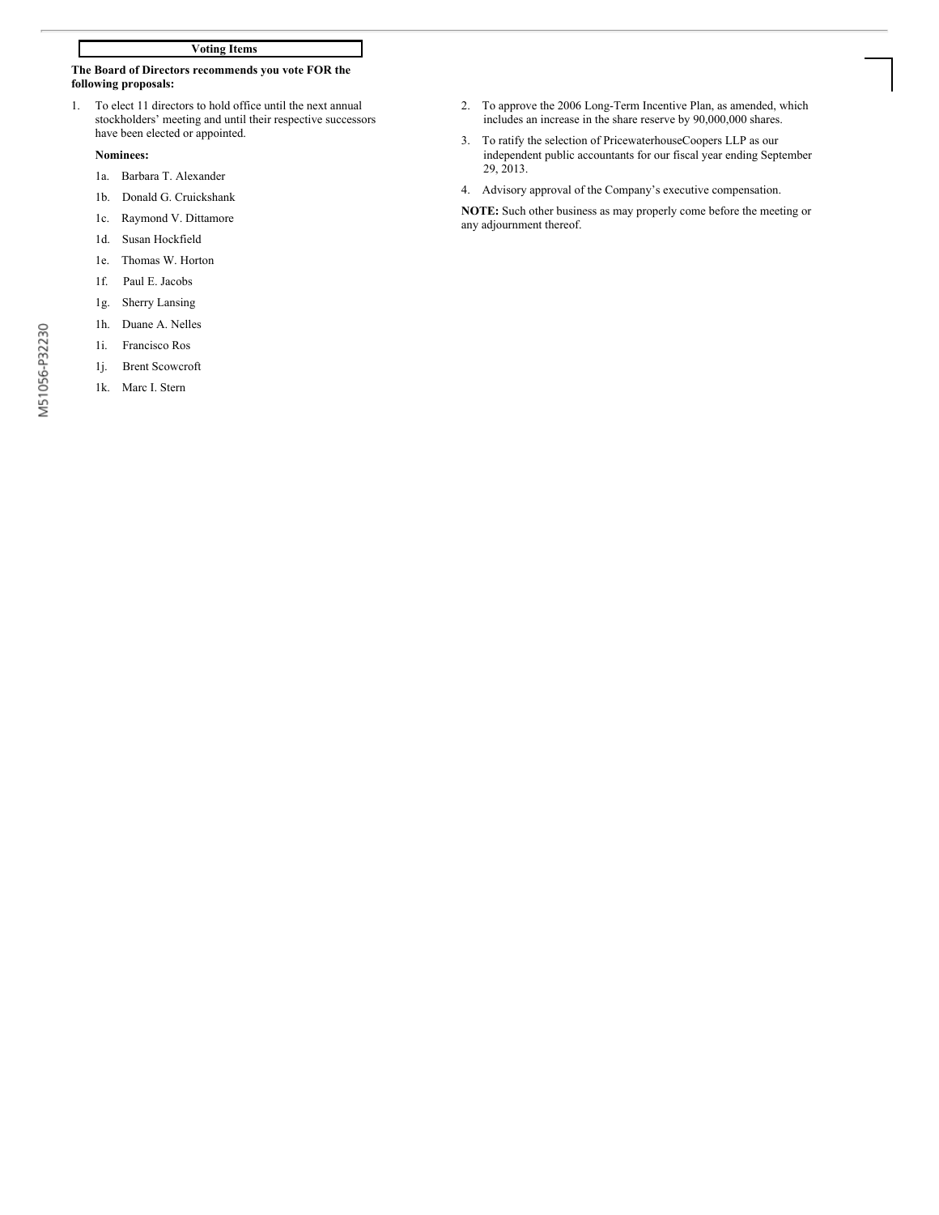**Voting Items**

**The Board of Directors recommends you vote FOR the following proposals:**

1. To elect 11 directors to hold office until the next annual stockholders' meeting and until their respective successors have been elected or appointed.

   **Nominees:**

   1a. Barbara T. Alexander

   1b. Donald G. Cruickshank

   1c. Raymond V. Dittamore

   1d. Susan Hockfield

   1e. Thomas W. Horton

   1f. Paul E. Jacobs

   1g. Sherry Lansing

   1h. Duane A. Nelles

   1i. Francisco Ros

   1j. Brent Scowcroft

   1k. Marc I. Stern

2. To approve the 2006 Long-Term Incentive Plan, as amended, which includes an increase in the share reserve by 90,000,000 shares.

3. To ratify the selection of PricewaterhouseCoopers LLP as our independent public accountants for our fiscal year ending September 29, 2013.

4. Advisory approval of the Company's executive compensation.

**NOTE:** Such other business as may properly come before the meeting or any adjournment thereof.

M51056-P32230